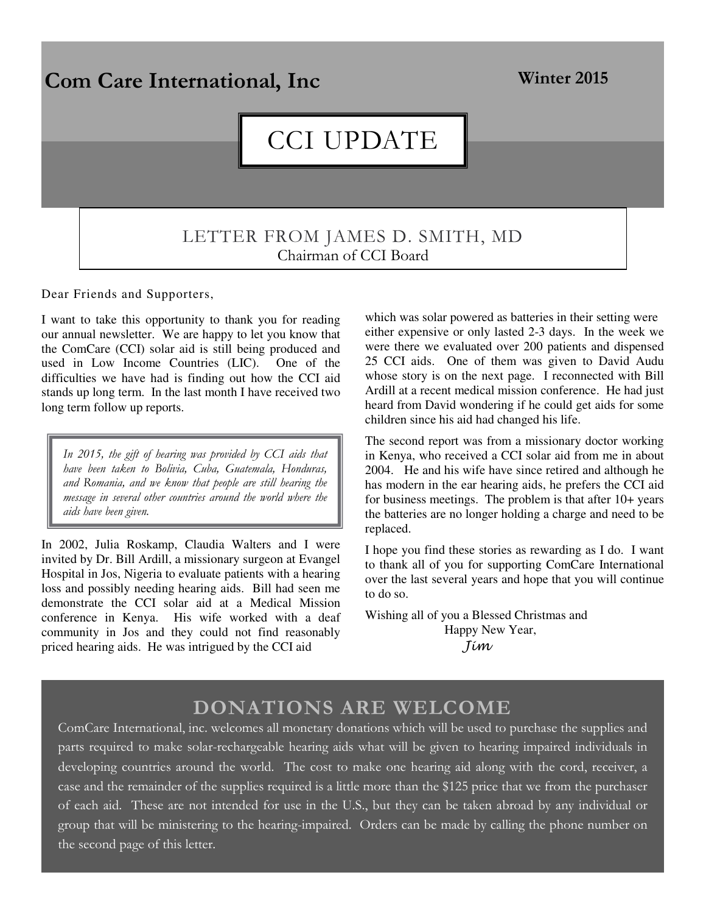# Com Care International, Inc

**Winter 2015**

# CCI UPDATE

## LETTER FROM JAMES D. SMITH, MD

Chairman of CCI Board

Dear Friends and Supporters,

I want to take this opportunity to thank you for reading our annual newsletter. We are happy to let you know that the ComCare (CCI) solar aid is still being produced and used in Low Income Countries (LIC). One of the difficulties we have had is finding out how the CCI aid stands up long term. In the last month I have received two long term follow up reports.

> *In 2015, the gift of hearing was provided by CCI aids that have been taken to Bolivia, Cuba, Guatemala, Honduras, and Romania, and we know that people are still hearing the message in several other countries around the world where the aids have been given.*

In 2002, Julia Roskamp, Claudia Walters and I were invited by Dr. Bill Ardill, a missionary surgeon at Evangel Hospital in Jos, Nigeria to evaluate patients with a hearing loss and possibly needing hearing aids. Bill had seen me demonstrate the CCI solar aid at a Medical Mission conference in Kenya. His wife worked with a deaf community in Jos and they could not find reasonably priced hearing aids. He was intrigued by the CCI aid which was solar powered as batteries in their setting were either expensive or only lasted 2-3 days. In the week we were there we evaluated over 200 patients and dispensed 25 CCI aids. One of them was given to David Audu whose story is on the next page. I reconnected with Bill Ardill at a recent medical mission conference. He had just heard from David wondering if he could get aids for some children since his aid had changed his life.

The second report was from a missionary doctor working in Kenya, who received a CCI solar aid from me in about 2004. He and his wife have since retired and although he has modern in the ear hearing aids, he prefers the CCI aid for business meetings. The problem is that after 10+ years the batteries are no longer holding a charge and need to be replaced.

I hope you find these stories as rewarding as I do. I want to thank all of you for supporting ComCare International over the last several years and hope that you will continue to do so.

Wishing all of you a Blessed Christmas and
Happy New Year,
*Jim*

## DONATIONS ARE WELCOME

ComCare International, inc. welcomes all monetary donations which will be used to purchase the supplies and parts required to make solar-rechargeable hearing aids what will be given to hearing impaired individuals in developing countries around the world. The cost to make one hearing aid along with the cord, receiver, a case and the remainder of the supplies required is a little more than the $125 price that we from the purchaser of each aid. These are not intended for use in the U.S., but they can be taken abroad by any individual or group that will be ministering to the hearing-impaired. Orders can be made by calling the phone number on the second page of this letter.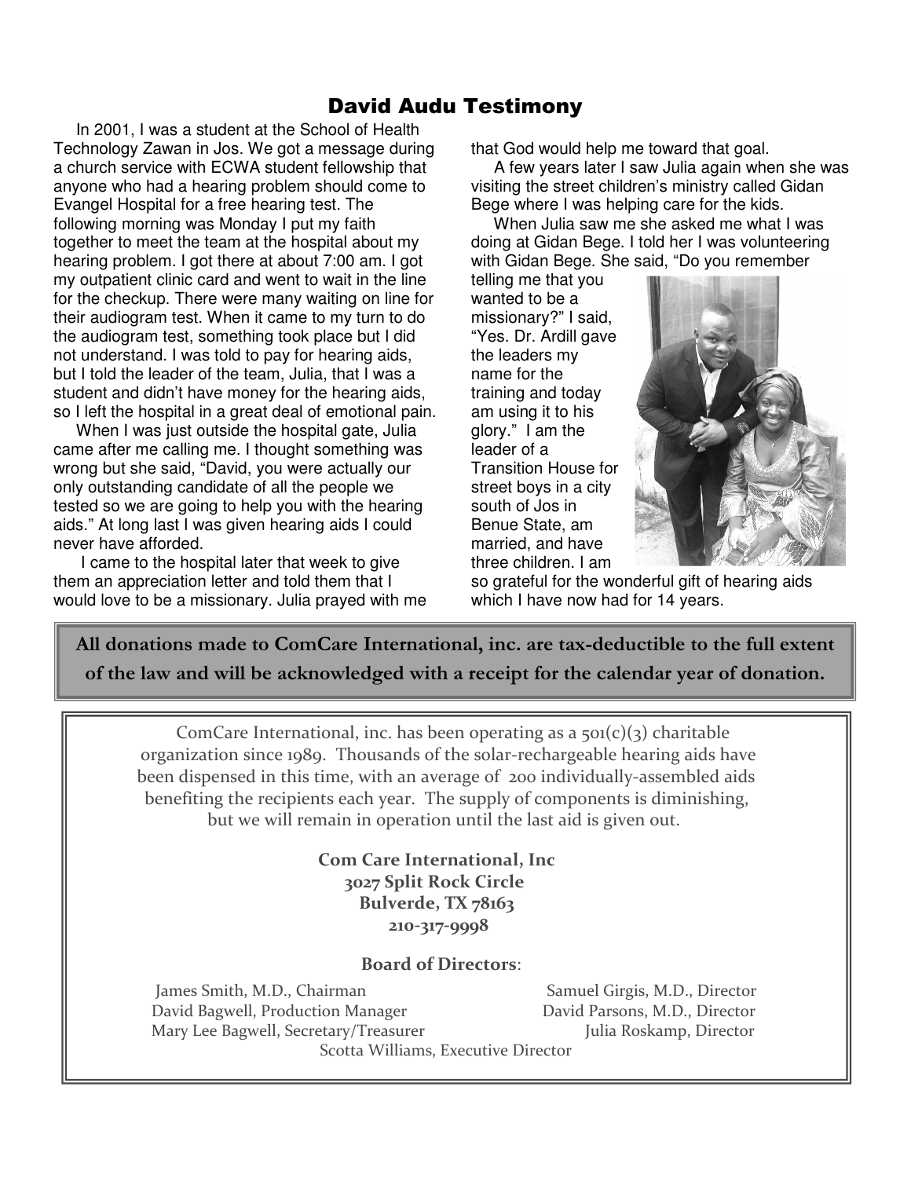## David Audu Testimony

In 2001, I was a student at the School of Health Technology Zawan in Jos. We got a message during a church service with ECWA student fellowship that anyone who had a hearing problem should come to Evangel Hospital for a free hearing test. The following morning was Monday I put my faith together to meet the team at the hospital about my hearing problem. I got there at about 7:00 am. I got my outpatient clinic card and went to wait in the line for the checkup. There were many waiting on line for their audiogram test. When it came to my turn to do the audiogram test, something took place but I did not understand. I was told to pay for hearing aids, but I told the leader of the team, Julia, that I was a student and didn't have money for the hearing aids, so I left the hospital in a great deal of emotional pain.

When I was just outside the hospital gate, Julia came after me calling me. I thought something was wrong but she said, "David, you were actually our only outstanding candidate of all the people we tested so we are going to help you with the hearing aids." At long last I was given hearing aids I could never have afforded.

I came to the hospital later that week to give them an appreciation letter and told them that I would love to be a missionary. Julia prayed with me that God would help me toward that goal.

A few years later I saw Julia again when she was visiting the street children's ministry called Gidan Bege where I was helping care for the kids.

When Julia saw me she asked me what I was doing at Gidan Bege. I told her I was volunteering with Gidan Bege. She said, "Do you remember telling me that you wanted to be a missionary?" I said, "Yes. Dr. Ardill gave the leaders my name for the training and today am using it to his glory." I am the leader of a Transition House for street boys in a city south of Jos in Benue State, am married, and have three children. I am so grateful for the wonderful gift of hearing aids which I have now had for 14 years.

**All donations made to ComCare International, inc. are tax-deductible to the full extent of the law and will be acknowledged with a receipt for the calendar year of donation.**

ComCare International, inc. has been operating as a 501(c)(3) charitable organization since 1989. Thousands of the solar-rechargeable hearing aids have been dispensed in this time, with an average of 200 individually-assembled aids benefiting the recipients each year. The supply of components is diminishing, but we will remain in operation until the last aid is given out.

**Com Care International, Inc**
**3027 Split Rock Circle**
**Bulverde, TX 78163**
**210-317-9998**

**Board of Directors**:

James Smith, M.D., Chairman
David Bagwell, Production Manager
Mary Lee Bagwell, Secretary/Treasurer
Samuel Girgis, M.D., Director
David Parsons, M.D., Director
Julia Roskamp, Director
Scotta Williams, Executive Director